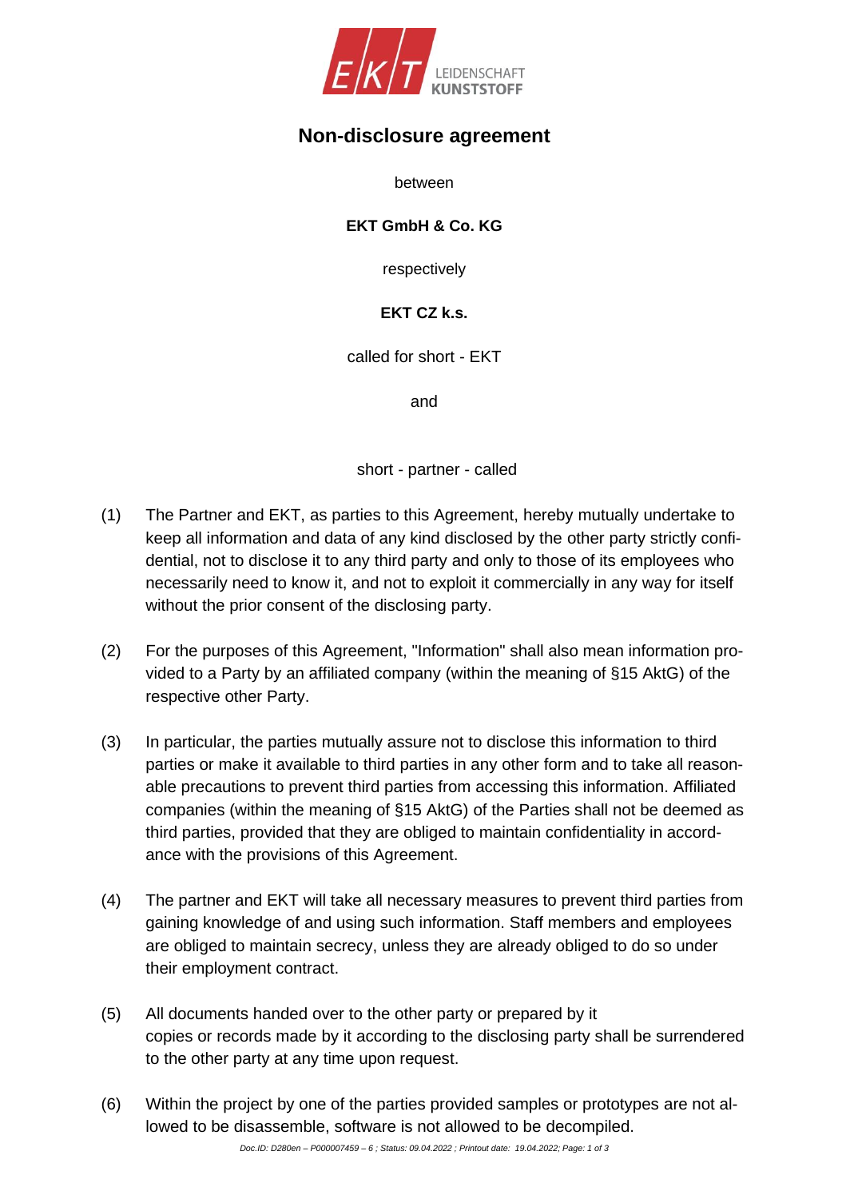# Non-disclosure agreement

between

**EKT GmbH & Co. KG**

respectively

**EKT CZ k.s.**

called for short - EKT

and

short - partner - called

(1) The Partner and EKT, as parties to this Agreement, hereby mutually undertake to keep all information and data of any kind disclosed by the other party strictly confidential, not to disclose it to any third party and only to those of its employees who necessarily need to know it, and not to exploit it commercially in any way for itself without the prior consent of the disclosing party.

(2) For the purposes of this Agreement, "Information" shall also mean information provided to a Party by an affiliated company (within the meaning of §15 AktG) of the respective other Party.

(3) In particular, the parties mutually assure not to disclose this information to third parties or make it available to third parties in any other form and to take all reasonable precautions to prevent third parties from accessing this information. Affiliated companies (within the meaning of §15 AktG) of the Parties shall not be deemed as third parties, provided that they are obliged to maintain confidentiality in accordance with the provisions of this Agreement.

(4) The partner and EKT will take all necessary measures to prevent third parties from gaining knowledge of and using such information. Staff members and employees are obliged to maintain secrecy, unless they are already obliged to do so under their employment contract.

(5) All documents handed over to the other party or prepared by it copies or records made by it according to the disclosing party shall be surrendered to the other party at any time upon request.

(6) Within the project by one of the parties provided samples or prototypes are not allowed to be disassemble, software is not allowed to be decompiled.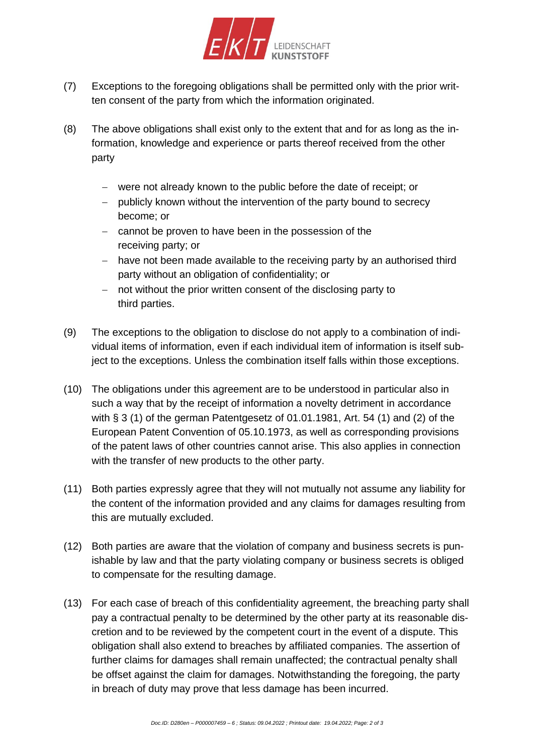(7) Exceptions to the foregoing obligations shall be permitted only with the prior written consent of the party from which the information originated.

(8) The above obligations shall exist only to the extent that and for as long as the information, knowledge and experience or parts thereof received from the other party

- were not already known to the public before the date of receipt; or
- publicly known without the intervention of the party bound to secrecy become; or
- cannot be proven to have been in the possession of the receiving party; or
- have not been made available to the receiving party by an authorised third party without an obligation of confidentiality; or
- not without the prior written consent of the disclosing party to third parties.

(9) The exceptions to the obligation to disclose do not apply to a combination of individual items of information, even if each individual item of information is itself subject to the exceptions. Unless the combination itself falls within those exceptions.

(10) The obligations under this agreement are to be understood in particular also in such a way that by the receipt of information a novelty detriment in accordance with § 3 (1) of the german Patentgesetz of 01.01.1981, Art. 54 (1) and (2) of the European Patent Convention of 05.10.1973, as well as corresponding provisions of the patent laws of other countries cannot arise. This also applies in connection with the transfer of new products to the other party.

(11) Both parties expressly agree that they will not mutually not assume any liability for the content of the information provided and any claims for damages resulting from this are mutually excluded.

(12) Both parties are aware that the violation of company and business secrets is punishable by law and that the party violating company or business secrets is obliged to compensate for the resulting damage.

(13) For each case of breach of this confidentiality agreement, the breaching party shall pay a contractual penalty to be determined by the other party at its reasonable discretion and to be reviewed by the competent court in the event of a dispute. This obligation shall also extend to breaches by affiliated companies. The assertion of further claims for damages shall remain unaffected; the contractual penalty shall be offset against the claim for damages. Notwithstanding the foregoing, the party in breach of duty may prove that less damage has been incurred.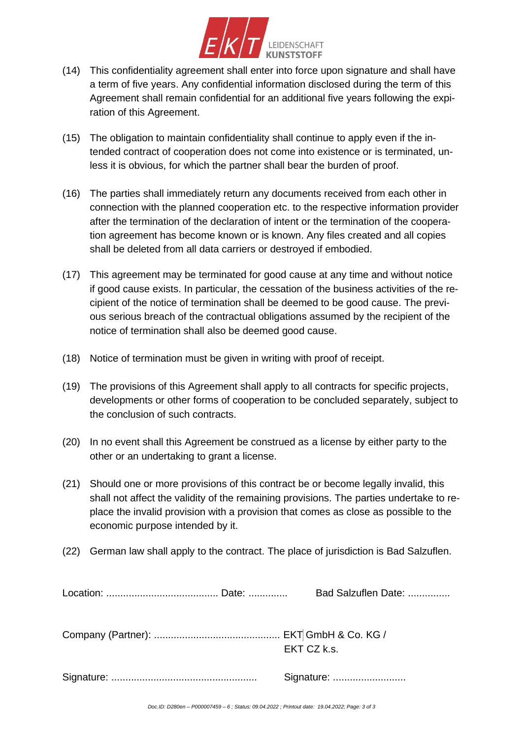(14) This confidentiality agreement shall enter into force upon signature and shall have a term of five years. Any confidential information disclosed during the term of this Agreement shall remain confidential for an additional five years following the expiration of this Agreement.

(15) The obligation to maintain confidentiality shall continue to apply even if the intended contract of cooperation does not come into existence or is terminated, unless it is obvious, for which the partner shall bear the burden of proof.

(16) The parties shall immediately return any documents received from each other in connection with the planned cooperation etc. to the respective information provider after the termination of the declaration of intent or the termination of the cooperation agreement has become known or is known. Any files created and all copies shall be deleted from all data carriers or destroyed if embodied.

(17) This agreement may be terminated for good cause at any time and without notice if good cause exists. In particular, the cessation of the business activities of the recipient of the notice of termination shall be deemed to be good cause. The previous serious breach of the contractual obligations assumed by the recipient of the notice of termination shall also be deemed good cause.

(18) Notice of termination must be given in writing with proof of receipt.

(19) The provisions of this Agreement shall apply to all contracts for specific projects, developments or other forms of cooperation to be concluded separately, subject to the conclusion of such contracts.

(20) In no event shall this Agreement be construed as a license by either party to the other or an undertaking to grant a license.

(21) Should one or more provisions of this contract be or become legally invalid, this shall not affect the validity of the remaining provisions. The parties undertake to replace the invalid provision with a provision that comes as close as possible to the economic purpose intended by it.

(22) German law shall apply to the contract. The place of jurisdiction is Bad Salzuflen.

Location: ........................................ Date: .............. Bad Salzuflen Date: ...............

Company (Partner): ............................................. EKT GmbH & Co. KG / EKT CZ k.s.

Signature: .................................................... Signature: ..........................

Doc.ID: D280en – P000007459 – 6 ; Status: 09.04.2022 ; Printout date: 19.04.2022; Page: 3 of 3